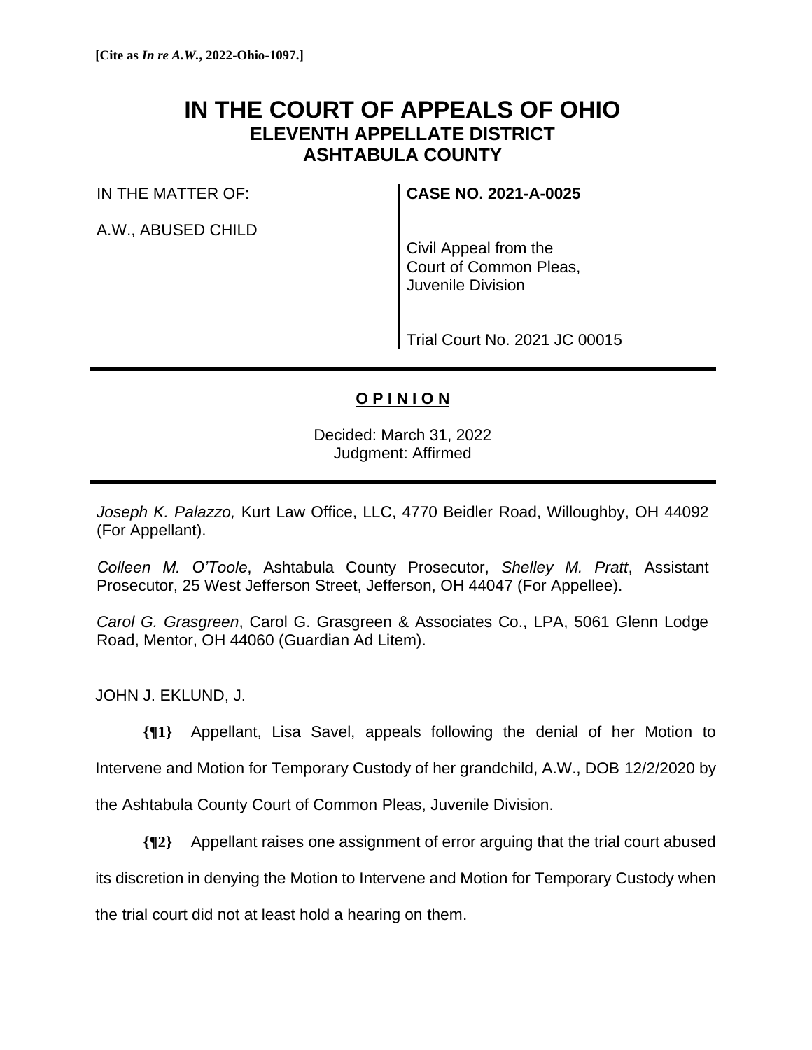**[Cite as *In re A.W.*, 2022-Ohio-1097.]**

# IN THE COURT OF APPEALS OF OHIO
## ELEVENTH APPELLATE DISTRICT
## ASHTABULA COUNTY

IN THE MATTER OF:

A.W., ABUSED CHILD

**CASE NO. 2021-A-0025**

Civil Appeal from the Court of Common Pleas, Juvenile Division

Trial Court No. 2021 JC 00015

---

## O P I N I O N

Decided: March 31, 2022
Judgment: Affirmed

---

*Joseph K. Palazzo,* Kurt Law Office, LLC, 4770 Beidler Road, Willoughby, OH 44092 (For Appellant).

*Colleen M. O'Toole*, Ashtabula County Prosecutor, *Shelley M. Pratt*, Assistant Prosecutor, 25 West Jefferson Street, Jefferson, OH 44047 (For Appellee).

*Carol G. Grasgreen*, Carol G. Grasgreen & Associates Co., LPA, 5061 Glenn Lodge Road, Mentor, OH 44060 (Guardian Ad Litem).

JOHN J. EKLUND, J.

**{¶1}** Appellant, Lisa Savel, appeals following the denial of her Motion to Intervene and Motion for Temporary Custody of her grandchild, A.W., DOB 12/2/2020 by the Ashtabula County Court of Common Pleas, Juvenile Division.

**{¶2}** Appellant raises one assignment of error arguing that the trial court abused its discretion in denying the Motion to Intervene and Motion for Temporary Custody when the trial court did not at least hold a hearing on them.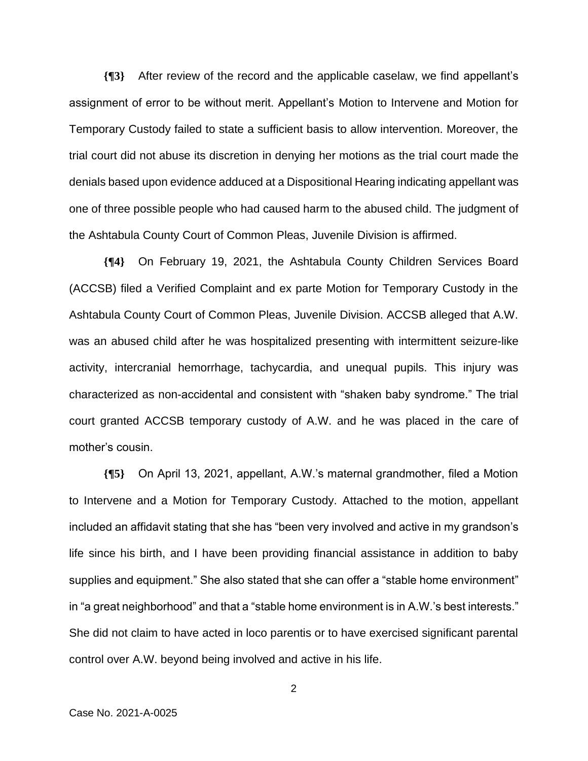**{¶3}** After review of the record and the applicable caselaw, we find appellant's assignment of error to be without merit. Appellant's Motion to Intervene and Motion for Temporary Custody failed to state a sufficient basis to allow intervention. Moreover, the trial court did not abuse its discretion in denying her motions as the trial court made the denials based upon evidence adduced at a Dispositional Hearing indicating appellant was one of three possible people who had caused harm to the abused child. The judgment of the Ashtabula County Court of Common Pleas, Juvenile Division is affirmed.

**{¶4}** On February 19, 2021, the Ashtabula County Children Services Board (ACCSB) filed a Verified Complaint and ex parte Motion for Temporary Custody in the Ashtabula County Court of Common Pleas, Juvenile Division. ACCSB alleged that A.W. was an abused child after he was hospitalized presenting with intermittent seizure-like activity, intercranial hemorrhage, tachycardia, and unequal pupils. This injury was characterized as non-accidental and consistent with "shaken baby syndrome." The trial court granted ACCSB temporary custody of A.W. and he was placed in the care of mother's cousin.

**{¶5}** On April 13, 2021, appellant, A.W.'s maternal grandmother, filed a Motion to Intervene and a Motion for Temporary Custody. Attached to the motion, appellant included an affidavit stating that she has "been very involved and active in my grandson's life since his birth, and I have been providing financial assistance in addition to baby supplies and equipment." She also stated that she can offer a "stable home environment" in "a great neighborhood" and that a "stable home environment is in A.W.'s best interests." She did not claim to have acted in loco parentis or to have exercised significant parental control over A.W. beyond being involved and active in his life.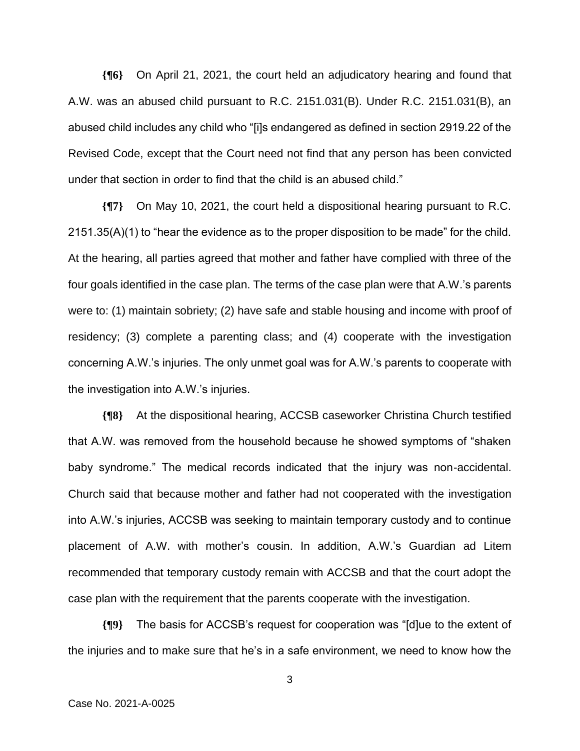**{¶6}** On April 21, 2021, the court held an adjudicatory hearing and found that A.W. was an abused child pursuant to R.C. 2151.031(B). Under R.C. 2151.031(B), an abused child includes any child who "[i]s endangered as defined in section 2919.22 of the Revised Code, except that the Court need not find that any person has been convicted under that section in order to find that the child is an abused child."

**{¶7}** On May 10, 2021, the court held a dispositional hearing pursuant to R.C. 2151.35(A)(1) to "hear the evidence as to the proper disposition to be made" for the child. At the hearing, all parties agreed that mother and father have complied with three of the four goals identified in the case plan. The terms of the case plan were that A.W.'s parents were to: (1) maintain sobriety; (2) have safe and stable housing and income with proof of residency; (3) complete a parenting class; and (4) cooperate with the investigation concerning A.W.'s injuries. The only unmet goal was for A.W.'s parents to cooperate with the investigation into A.W.'s injuries.

**{¶8}** At the dispositional hearing, ACCSB caseworker Christina Church testified that A.W. was removed from the household because he showed symptoms of "shaken baby syndrome." The medical records indicated that the injury was non-accidental. Church said that because mother and father had not cooperated with the investigation into A.W.'s injuries, ACCSB was seeking to maintain temporary custody and to continue placement of A.W. with mother's cousin. In addition, A.W.'s Guardian ad Litem recommended that temporary custody remain with ACCSB and that the court adopt the case plan with the requirement that the parents cooperate with the investigation.

**{¶9}** The basis for ACCSB's request for cooperation was "[d]ue to the extent of the injuries and to make sure that he's in a safe environment, we need to know how the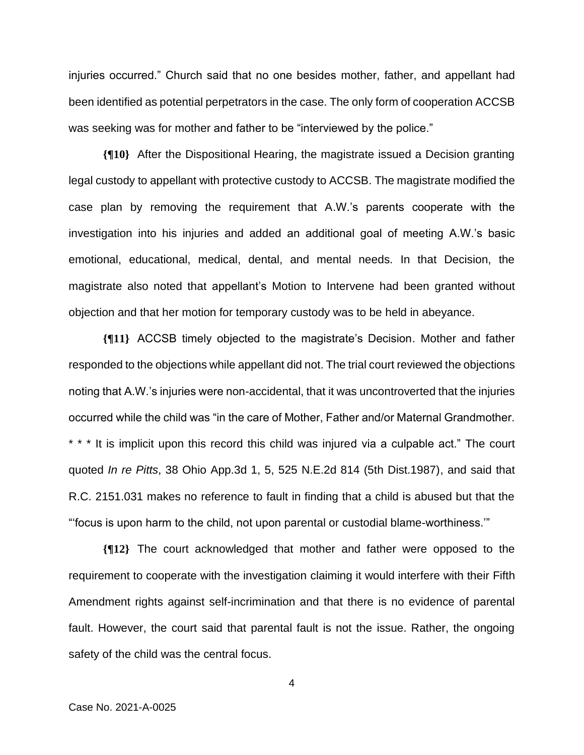injuries occurred." Church said that no one besides mother, father, and appellant had been identified as potential perpetrators in the case. The only form of cooperation ACCSB was seeking was for mother and father to be "interviewed by the police."

**{¶10}** After the Dispositional Hearing, the magistrate issued a Decision granting legal custody to appellant with protective custody to ACCSB. The magistrate modified the case plan by removing the requirement that A.W.'s parents cooperate with the investigation into his injuries and added an additional goal of meeting A.W.'s basic emotional, educational, medical, dental, and mental needs. In that Decision, the magistrate also noted that appellant's Motion to Intervene had been granted without objection and that her motion for temporary custody was to be held in abeyance.

**{¶11}** ACCSB timely objected to the magistrate's Decision. Mother and father responded to the objections while appellant did not. The trial court reviewed the objections noting that A.W.'s injuries were non-accidental, that it was uncontroverted that the injuries occurred while the child was "in the care of Mother, Father and/or Maternal Grandmother. * * * It is implicit upon this record this child was injured via a culpable act." The court quoted *In re Pitts*, 38 Ohio App.3d 1, 5, 525 N.E.2d 814 (5th Dist.1987), and said that R.C. 2151.031 makes no reference to fault in finding that a child is abused but that the "'focus is upon harm to the child, not upon parental or custodial blame-worthiness.'"

**{¶12}** The court acknowledged that mother and father were opposed to the requirement to cooperate with the investigation claiming it would interfere with their Fifth Amendment rights against self-incrimination and that there is no evidence of parental fault. However, the court said that parental fault is not the issue. Rather, the ongoing safety of the child was the central focus.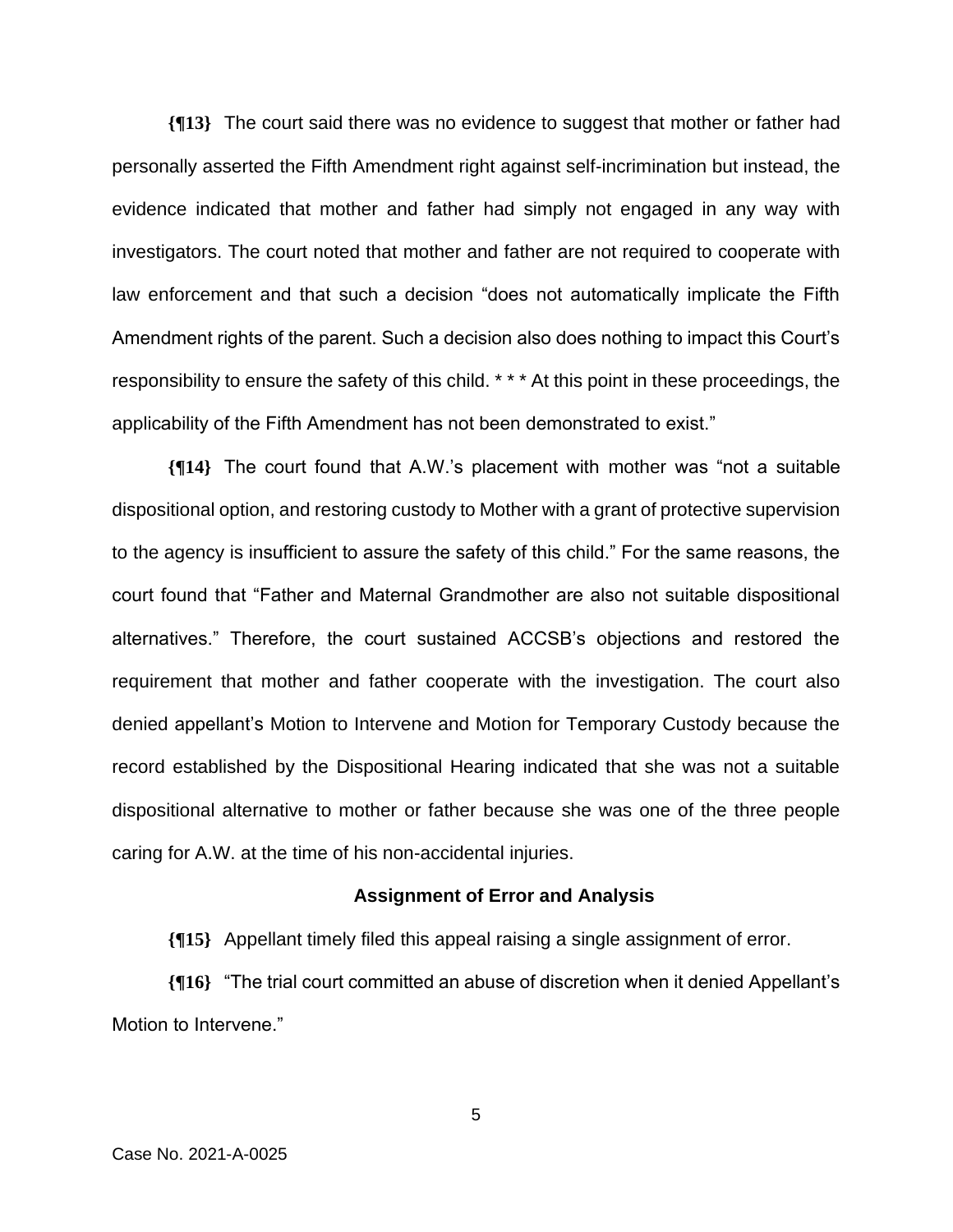**{¶13}** The court said there was no evidence to suggest that mother or father had personally asserted the Fifth Amendment right against self-incrimination but instead, the evidence indicated that mother and father had simply not engaged in any way with investigators. The court noted that mother and father are not required to cooperate with law enforcement and that such a decision "does not automatically implicate the Fifth Amendment rights of the parent. Such a decision also does nothing to impact this Court's responsibility to ensure the safety of this child. * * * At this point in these proceedings, the applicability of the Fifth Amendment has not been demonstrated to exist."

**{¶14}** The court found that A.W.'s placement with mother was "not a suitable dispositional option, and restoring custody to Mother with a grant of protective supervision to the agency is insufficient to assure the safety of this child." For the same reasons, the court found that "Father and Maternal Grandmother are also not suitable dispositional alternatives." Therefore, the court sustained ACCSB's objections and restored the requirement that mother and father cooperate with the investigation. The court also denied appellant's Motion to Intervene and Motion for Temporary Custody because the record established by the Dispositional Hearing indicated that she was not a suitable dispositional alternative to mother or father because she was one of the three people caring for A.W. at the time of his non-accidental injuries.

**Assignment of Error and Analysis**

**{¶15}** Appellant timely filed this appeal raising a single assignment of error.

**{¶16}** "The trial court committed an abuse of discretion when it denied Appellant's Motion to Intervene."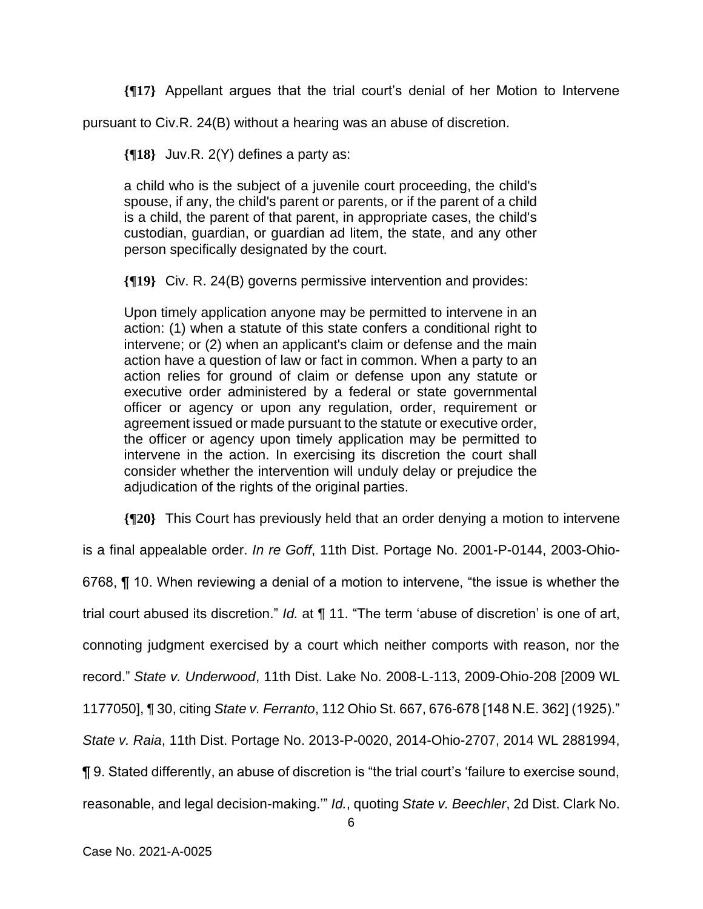**{¶17}** Appellant argues that the trial court's denial of her Motion to Intervene pursuant to Civ.R. 24(B) without a hearing was an abuse of discretion.

**{¶18}** Juv.R. 2(Y) defines a party as:

> a child who is the subject of a juvenile court proceeding, the child's spouse, if any, the child's parent or parents, or if the parent of a child is a child, the parent of that parent, in appropriate cases, the child's custodian, guardian, or guardian ad litem, the state, and any other person specifically designated by the court.

**{¶19}** Civ. R. 24(B) governs permissive intervention and provides:

> Upon timely application anyone may be permitted to intervene in an action: (1) when a statute of this state confers a conditional right to intervene; or (2) when an applicant's claim or defense and the main action have a question of law or fact in common. When a party to an action relies for ground of claim or defense upon any statute or executive order administered by a federal or state governmental officer or agency or upon any regulation, order, requirement or agreement issued or made pursuant to the statute or executive order, the officer or agency upon timely application may be permitted to intervene in the action. In exercising its discretion the court shall consider whether the intervention will unduly delay or prejudice the adjudication of the rights of the original parties.

**{¶20}** This Court has previously held that an order denying a motion to intervene is a final appealable order. *In re Goff*, 11th Dist. Portage No. 2001-P-0144, 2003-Ohio-6768, ¶ 10. When reviewing a denial of a motion to intervene, "the issue is whether the trial court abused its discretion." *Id.* at ¶ 11. "The term 'abuse of discretion' is one of art, connoting judgment exercised by a court which neither comports with reason, nor the record." *State v. Underwood*, 11th Dist. Lake No. 2008-L-113, 2009-Ohio-208 [2009 WL 1177050], ¶ 30, citing *State v. Ferranto*, 112 Ohio St. 667, 676-678 [148 N.E. 362] (1925)." *State v. Raia*, 11th Dist. Portage No. 2013-P-0020, 2014-Ohio-2707, 2014 WL 2881994, ¶ 9. Stated differently, an abuse of discretion is "the trial court's 'failure to exercise sound, reasonable, and legal decision-making.'" *Id.*, quoting *State v. Beechler*, 2d Dist. Clark No.

Case No. 2021-A-0025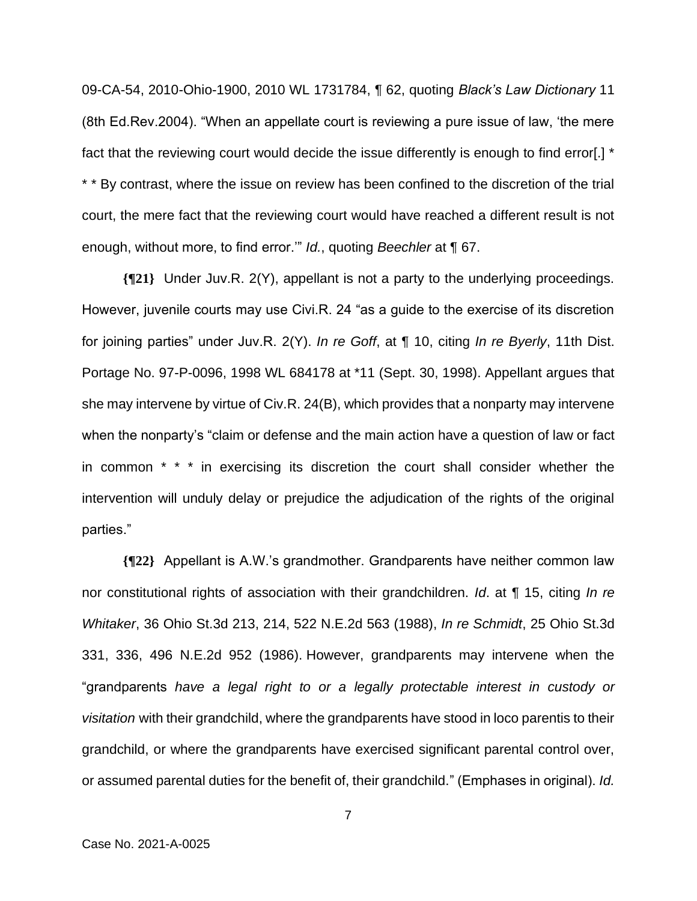09-CA-54, 2010-Ohio-1900, 2010 WL 1731784, ¶ 62, quoting *Black's Law Dictionary* 11 (8th Ed.Rev.2004). "When an appellate court is reviewing a pure issue of law, 'the mere fact that the reviewing court would decide the issue differently is enough to find error[.] * * * By contrast, where the issue on review has been confined to the discretion of the trial court, the mere fact that the reviewing court would have reached a different result is not enough, without more, to find error.'" *Id.*, quoting *Beechler* at ¶ 67.

**{¶21}** Under Juv.R. 2(Y), appellant is not a party to the underlying proceedings. However, juvenile courts may use Civi.R. 24 "as a guide to the exercise of its discretion for joining parties" under Juv.R. 2(Y). *In re Goff*, at ¶ 10, citing *In re Byerly*, 11th Dist. Portage No. 97-P-0096, 1998 WL 684178 at *11 (Sept. 30, 1998). Appellant argues that she may intervene by virtue of Civ.R. 24(B), which provides that a nonparty may intervene when the nonparty's "claim or defense and the main action have a question of law or fact in common * * * in exercising its discretion the court shall consider whether the intervention will unduly delay or prejudice the adjudication of the rights of the original parties."

**{¶22}** Appellant is A.W.'s grandmother. Grandparents have neither common law nor constitutional rights of association with their grandchildren. *Id*. at ¶ 15, citing *In re Whitaker*, 36 Ohio St.3d 213, 214, 522 N.E.2d 563 (1988), *In re Schmidt*, 25 Ohio St.3d 331, 336, 496 N.E.2d 952 (1986). However, grandparents may intervene when the "grandparents *have a legal right to or a legally protectable interest in custody or visitation* with their grandchild, where the grandparents have stood in loco parentis to their grandchild, or where the grandparents have exercised significant parental control over, or assumed parental duties for the benefit of, their grandchild." (Emphases in original). *Id.*

Case No. 2021-A-0025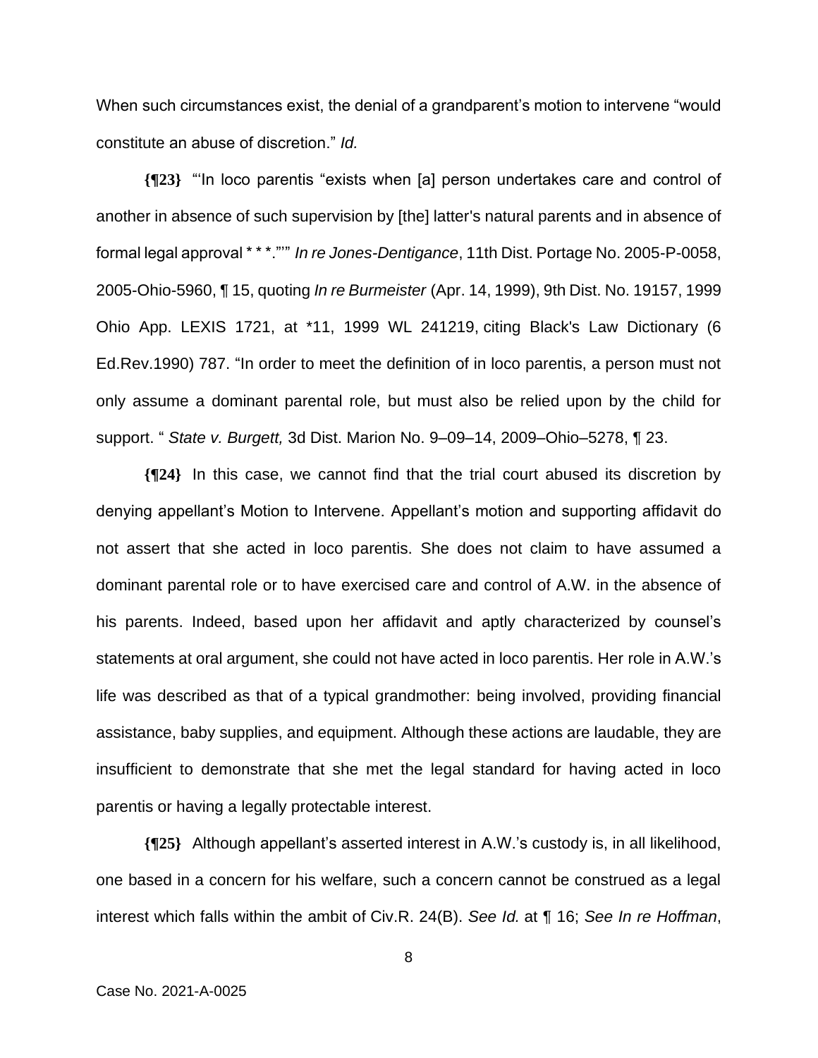When such circumstances exist, the denial of a grandparent's motion to intervene "would constitute an abuse of discretion." *Id.*

**{¶23}** "'In loco parentis "exists when [a] person undertakes care and control of another in absence of such supervision by [the] latter's natural parents and in absence of formal legal approval * * *."'" *In re Jones-Dentigance*, 11th Dist. Portage No. 2005-P-0058, 2005-Ohio-5960, ¶ 15, quoting *In re Burmeister* (Apr. 14, 1999), 9th Dist. No. 19157, 1999 Ohio App. LEXIS 1721, at *11, 1999 WL 241219, citing Black's Law Dictionary (6 Ed.Rev.1990) 787. "In order to meet the definition of in loco parentis, a person must not only assume a dominant parental role, but must also be relied upon by the child for support. " *State v. Burgett,* 3d Dist. Marion No. 9–09–14, 2009–Ohio–5278, ¶ 23.

**{¶24}** In this case, we cannot find that the trial court abused its discretion by denying appellant's Motion to Intervene. Appellant's motion and supporting affidavit do not assert that she acted in loco parentis. She does not claim to have assumed a dominant parental role or to have exercised care and control of A.W. in the absence of his parents. Indeed, based upon her affidavit and aptly characterized by counsel's statements at oral argument, she could not have acted in loco parentis. Her role in A.W.'s life was described as that of a typical grandmother: being involved, providing financial assistance, baby supplies, and equipment. Although these actions are laudable, they are insufficient to demonstrate that she met the legal standard for having acted in loco parentis or having a legally protectable interest.

**{¶25}** Although appellant's asserted interest in A.W.'s custody is, in all likelihood, one based in a concern for his welfare, such a concern cannot be construed as a legal interest which falls within the ambit of Civ.R. 24(B). *See Id.* at ¶ 16; *See In re Hoffman*,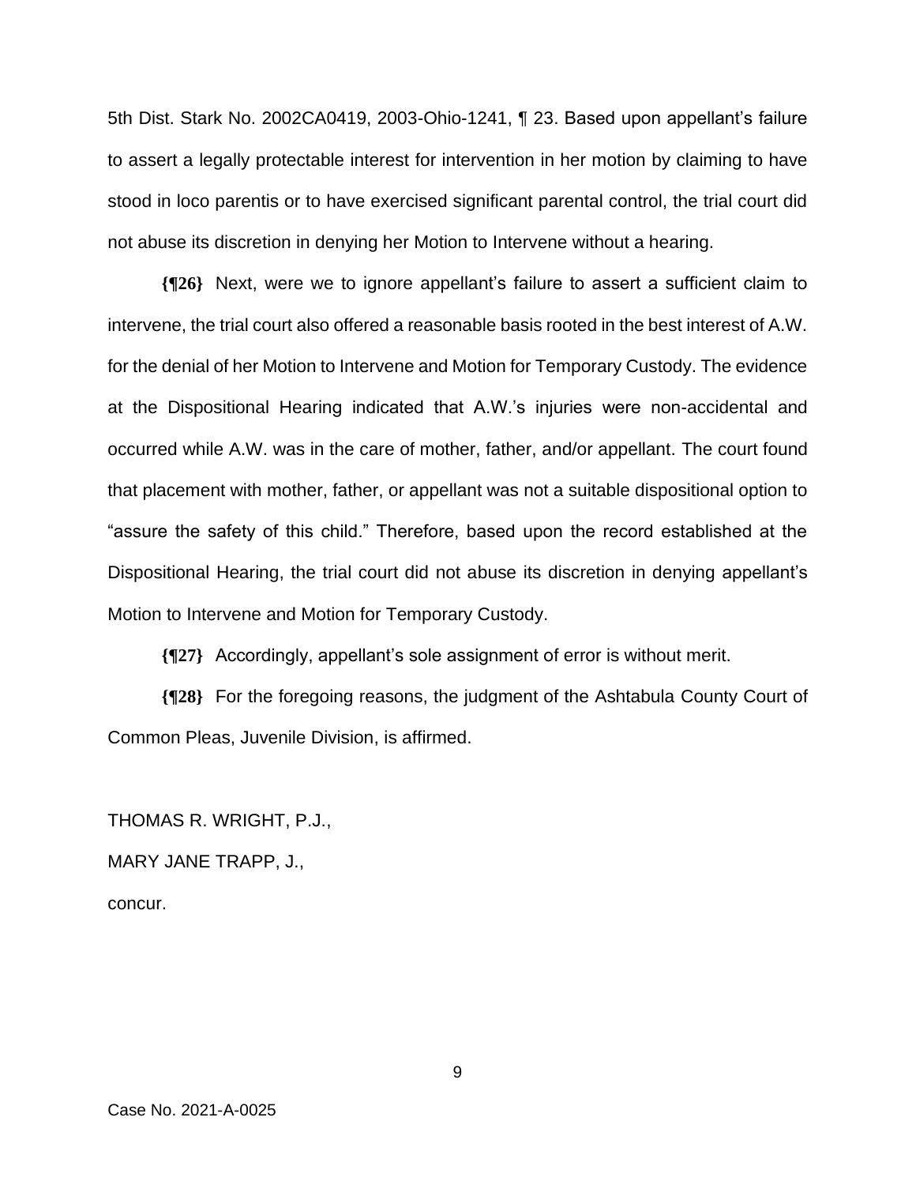5th Dist. Stark No. 2002CA0419, 2003-Ohio-1241, ¶ 23. Based upon appellant's failure to assert a legally protectable interest for intervention in her motion by claiming to have stood in loco parentis or to have exercised significant parental control, the trial court did not abuse its discretion in denying her Motion to Intervene without a hearing.

**{¶26}** Next, were we to ignore appellant's failure to assert a sufficient claim to intervene, the trial court also offered a reasonable basis rooted in the best interest of A.W. for the denial of her Motion to Intervene and Motion for Temporary Custody. The evidence at the Dispositional Hearing indicated that A.W.'s injuries were non-accidental and occurred while A.W. was in the care of mother, father, and/or appellant. The court found that placement with mother, father, or appellant was not a suitable dispositional option to "assure the safety of this child." Therefore, based upon the record established at the Dispositional Hearing, the trial court did not abuse its discretion in denying appellant's Motion to Intervene and Motion for Temporary Custody.

**{¶27}** Accordingly, appellant's sole assignment of error is without merit.

**{¶28}** For the foregoing reasons, the judgment of the Ashtabula County Court of Common Pleas, Juvenile Division, is affirmed.

THOMAS R. WRIGHT, P.J.,

MARY JANE TRAPP, J.,

concur.